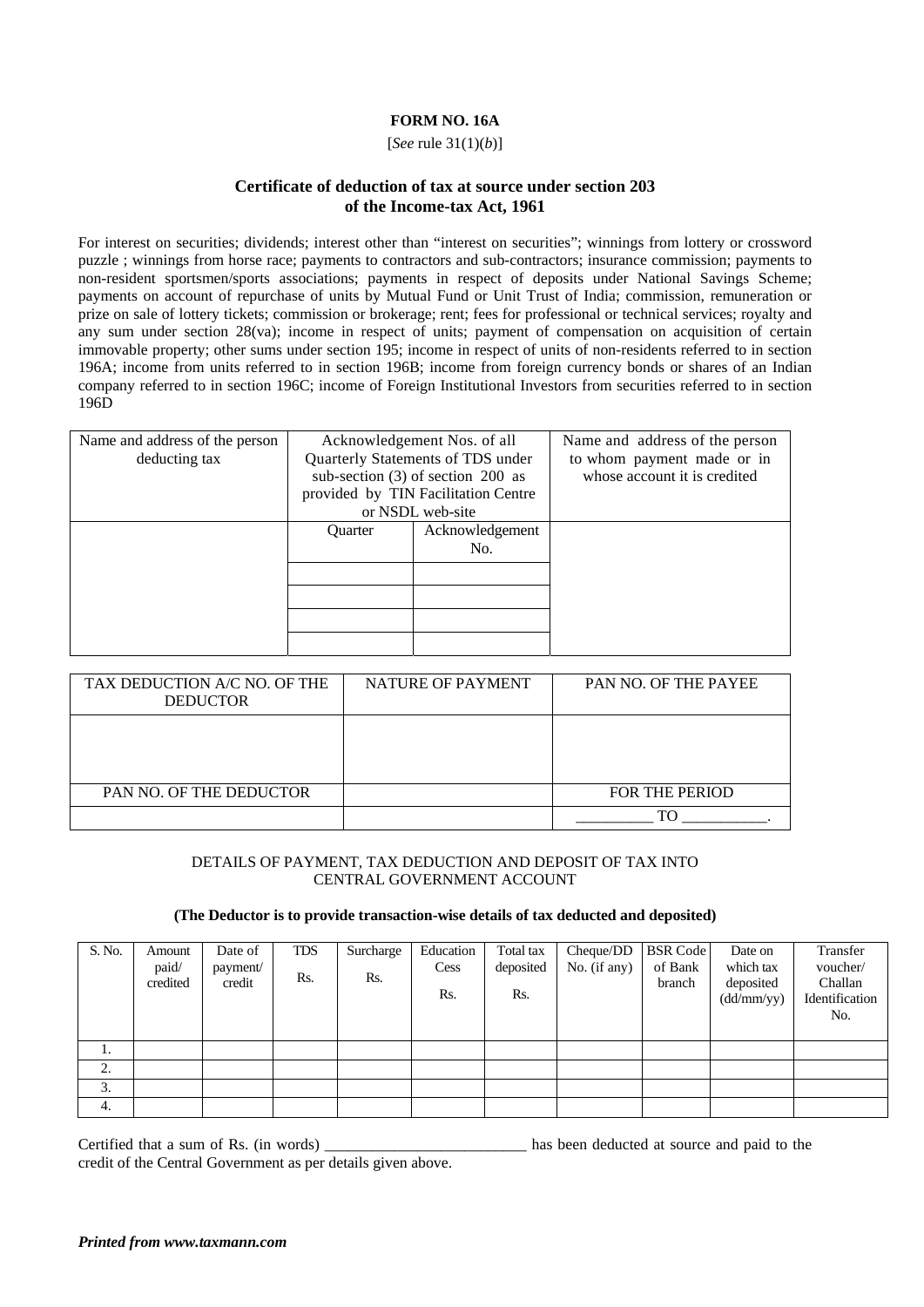# FORM NO. 16A

[*See* rule 31(1)(*b*)]

## Certificate of deduction of tax at source under section 203 of the Income-tax Act, 1961

For interest on securities; dividends; interest other than "interest on securities"; winnings from lottery or crossword puzzle ; winnings from horse race; payments to contractors and sub-contractors; insurance commission; payments to non-resident sportsmen/sports associations; payments in respect of deposits under National Savings Scheme; payments on account of repurchase of units by Mutual Fund or Unit Trust of India; commission, remuneration or prize on sale of lottery tickets; commission or brokerage; rent; fees for professional or technical services; royalty and any sum under section 28(va); income in respect of units; payment of compensation on acquisition of certain immovable property; other sums under section 195; income in respect of units of non-residents referred to in section 196A; income from units referred to in section 196B; income from foreign currency bonds or shares of an Indian company referred to in section 196C; income of Foreign Institutional Investors from securities referred to in section 196D

| Name and address of the person deducting tax | Acknowledgement Nos. of all Quarterly Statements of TDS under sub-section (3) of section 200 as provided by TIN Facilitation Centre or NSDL web-site | | Name and address of the person to whom payment made or in whose account it is credited |
|---|---|---|---|
| | Quarter | Acknowledgement No. | |
| | | | |
| | | | |
| | | | |
| | | | |

| TAX DEDUCTION A/C NO. OF THE DEDUCTOR | NATURE OF PAYMENT | PAN NO. OF THE PAYEE |
|---|---|---|
| | | |
| PAN NO. OF THE DEDUCTOR | | FOR THE PERIOD |
| | | __________ TO ___________. |

DETAILS OF PAYMENT, TAX DEDUCTION AND DEPOSIT OF TAX INTO CENTRAL GOVERNMENT ACCOUNT

**(The Deductor is to provide transaction-wise details of tax deducted and deposited)**

| S. No. | Amount paid/ credited | Date of payment/ credit | TDS Rs. | Surcharge Rs. | Education Cess Rs. | Total tax deposited Rs. | Cheque/DD No. (if any) | BSR Code of Bank branch | Date on which tax deposited (dd/mm/yy) | Transfer voucher/ Challan Identification No. |
|---|---|---|---|---|---|---|---|---|---|---|
| 1. | | | | | | | | | | |
| 2. | | | | | | | | | | |
| 3. | | | | | | | | | | |
| 4. | | | | | | | | | | |

Certified that a sum of Rs. (in words) __________________________ has been deducted at source and paid to the credit of the Central Government as per details given above.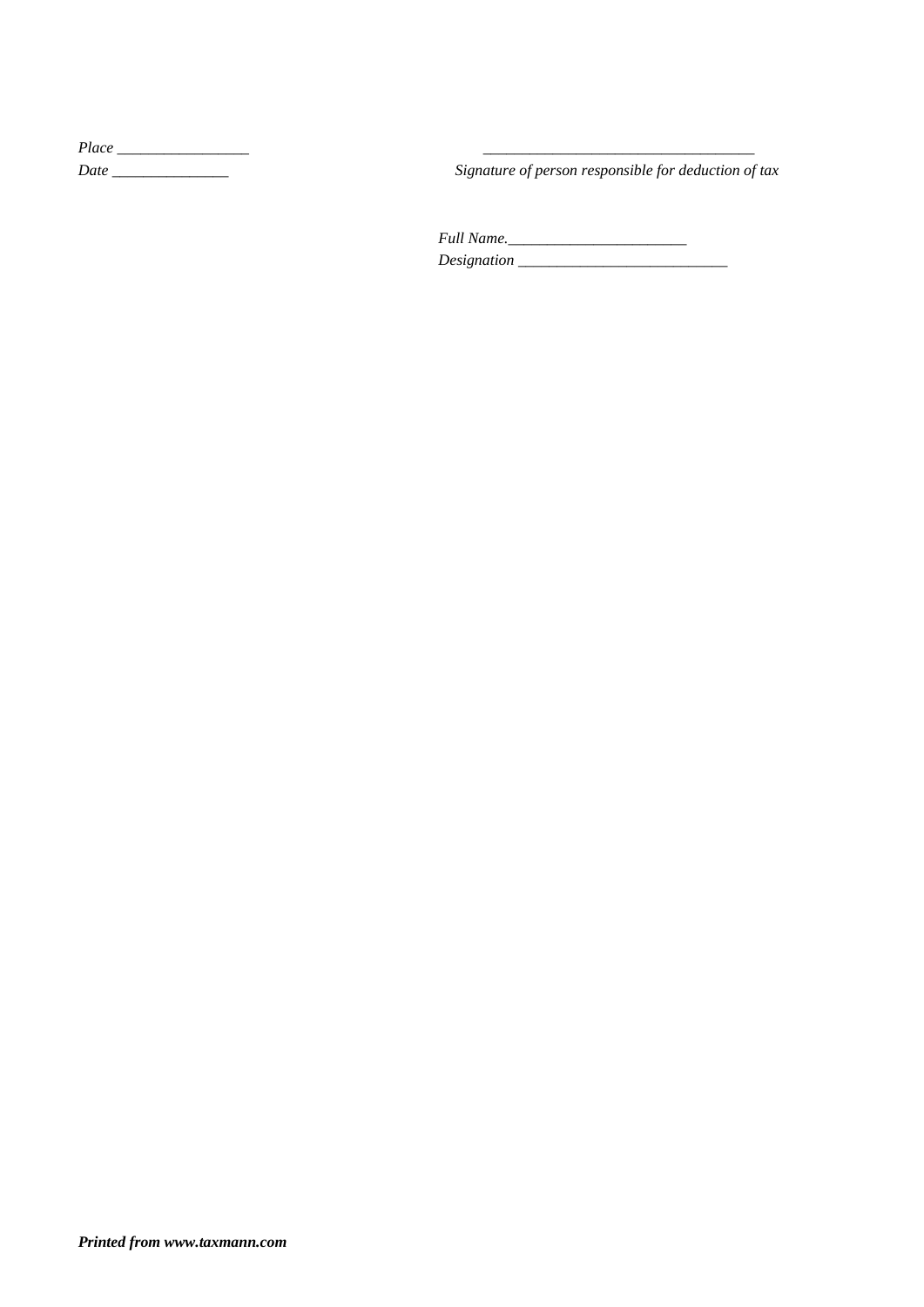*Place* _________________

*Date* _______________

___________________________________

*Signature of person responsible for deduction of tax*

*Full Name.*_______________________

*Designation* ___________________________

***Printed from www.taxmann.com***